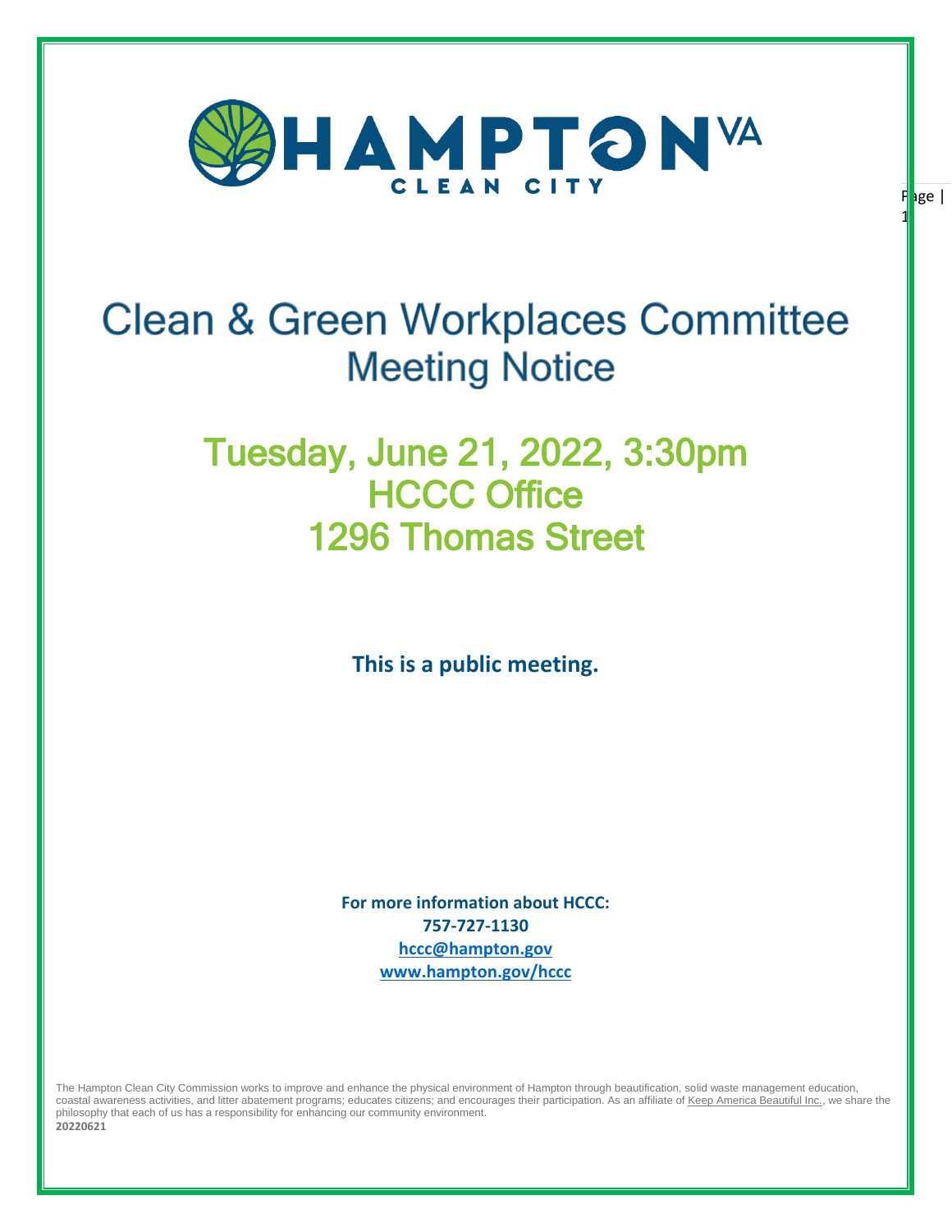# Clean & Green Workplaces Committee Meeting Notice

## Tuesday, June 21, 2022, 3:30pm
## HCCC Office
## 1296 Thomas Street

**This is a public meeting.**

**For more information about HCCC:**
**757-727-1130**
**hccc@hampton.gov**
**www.hampton.gov/hccc**

The Hampton Clean City Commission works to improve and enhance the physical environment of Hampton through beautification, solid waste management education, coastal awareness activities, and litter abatement programs; educates citizens; and encourages their participation. As an affiliate of Keep America Beautiful Inc., we share the philosophy that each of us has a responsibility for enhancing our community environment.

**20220621**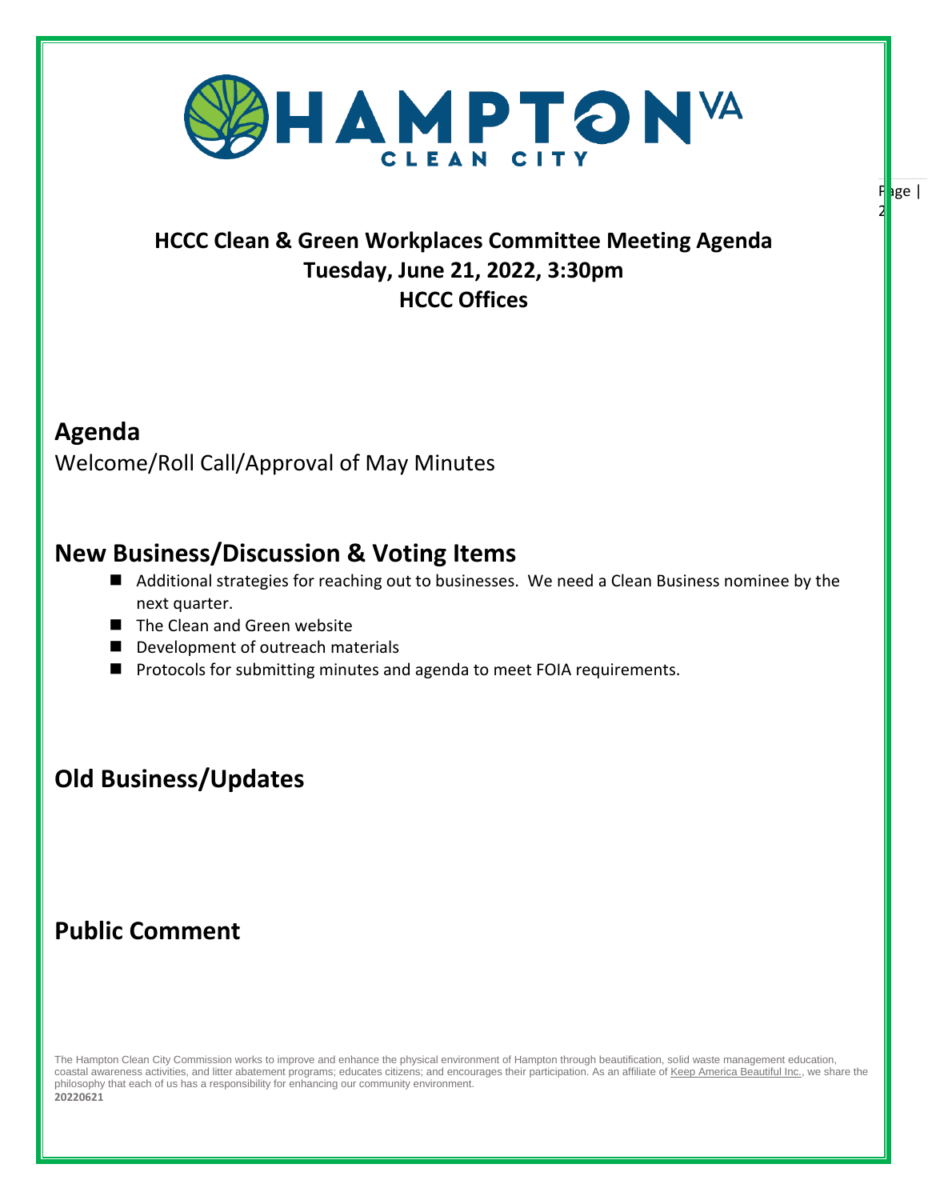**HCCC Clean & Green Workplaces Committee Meeting Agenda**
**Tuesday, June 21, 2022, 3:30pm**
**HCCC Offices**

## Agenda

Welcome/Roll Call/Approval of May Minutes

## New Business/Discussion & Voting Items

- Additional strategies for reaching out to businesses. We need a Clean Business nominee by the next quarter.
- The Clean and Green website
- Development of outreach materials
- Protocols for submitting minutes and agenda to meet FOIA requirements.

## Old Business/Updates

## Public Comment

The Hampton Clean City Commission works to improve and enhance the physical environment of Hampton through beautification, solid waste management education, coastal awareness activities, and litter abatement programs; educates citizens; and encourages their participation. As an affiliate of Keep America Beautiful Inc., we share the philosophy that each of us has a responsibility for enhancing our community environment.
**20220621**